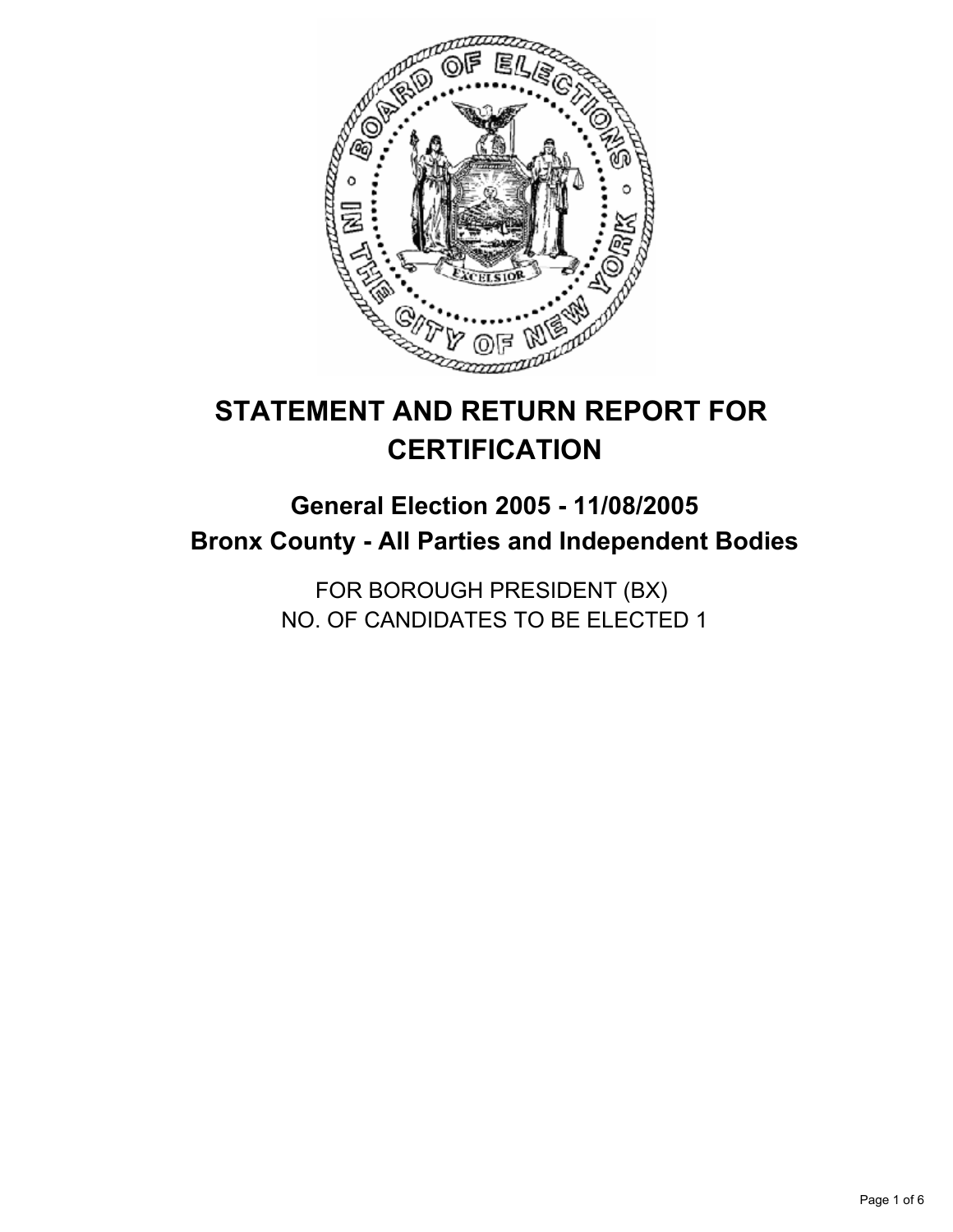# STATEMENT AND RETURN REPORT FOR CERTIFICATION

## General Election 2005 - 11/08/2005
## Bronx County - All Parties and Independent Bodies

FOR BOROUGH PRESIDENT (BX)
NO. OF CANDIDATES TO BE ELECTED 1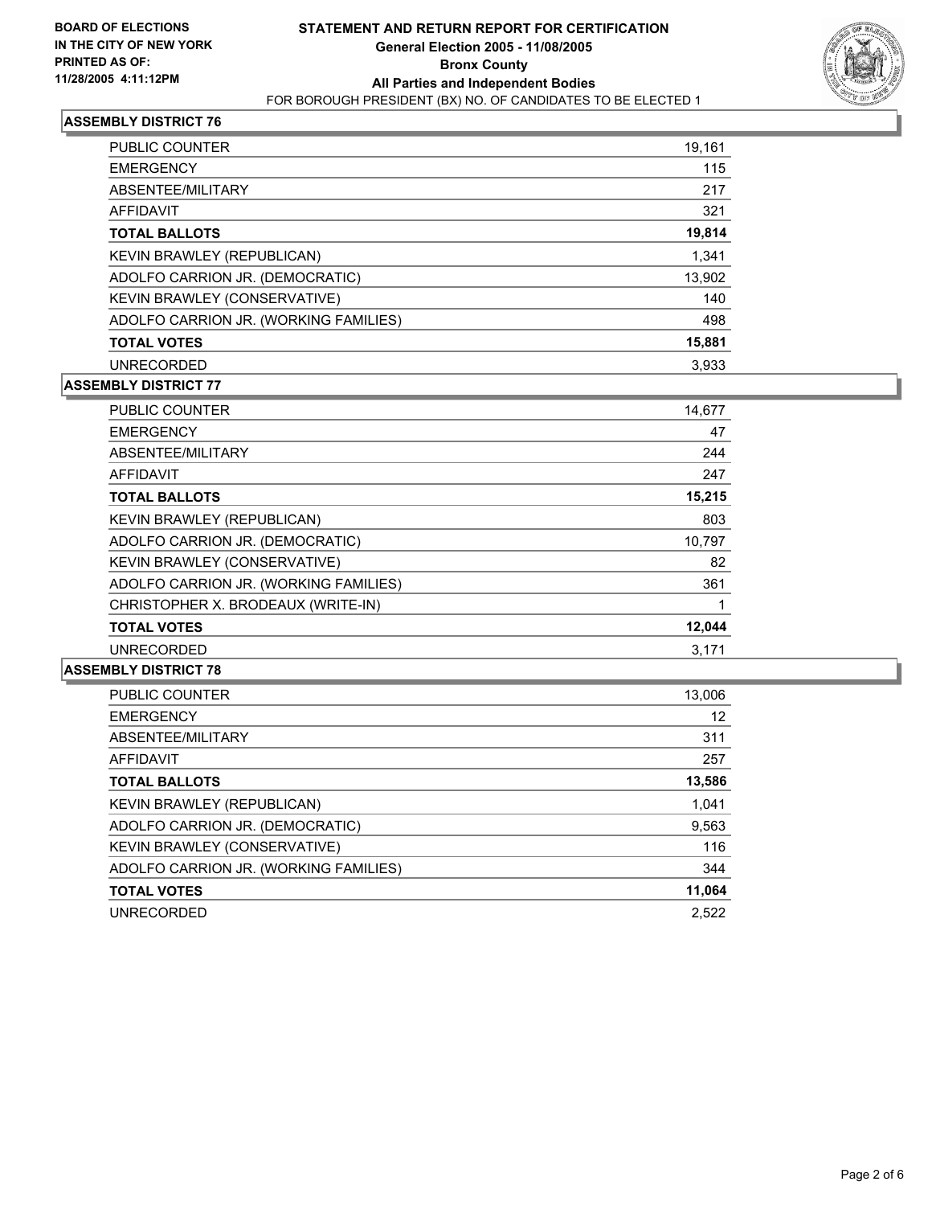**BOARD OF ELECTIONS IN THE CITY OF NEW YORK PRINTED AS OF: 11/28/2005 4:11:12PM**

# STATEMENT AND RETURN REPORT FOR CERTIFICATION

**General Election 2005 - 11/08/2005**
**Bronx County**
**All Parties and Independent Bodies**
FOR BOROUGH PRESIDENT (BX) NO. OF CANDIDATES TO BE ELECTED 1

## ASSEMBLY DISTRICT 76

| | |
|---|---|
| PUBLIC COUNTER | 19,161 |
| EMERGENCY | 115 |
| ABSENTEE/MILITARY | 217 |
| AFFIDAVIT | 321 |
| **TOTAL BALLOTS** | **19,814** |
| KEVIN BRAWLEY (REPUBLICAN) | 1,341 |
| ADOLFO CARRION JR. (DEMOCRATIC) | 13,902 |
| KEVIN BRAWLEY (CONSERVATIVE) | 140 |
| ADOLFO CARRION JR. (WORKING FAMILIES) | 498 |
| **TOTAL VOTES** | **15,881** |
| UNRECORDED | 3,933 |

## ASSEMBLY DISTRICT 77

| | |
|---|---|
| PUBLIC COUNTER | 14,677 |
| EMERGENCY | 47 |
| ABSENTEE/MILITARY | 244 |
| AFFIDAVIT | 247 |
| **TOTAL BALLOTS** | **15,215** |
| KEVIN BRAWLEY (REPUBLICAN) | 803 |
| ADOLFO CARRION JR. (DEMOCRATIC) | 10,797 |
| KEVIN BRAWLEY (CONSERVATIVE) | 82 |
| ADOLFO CARRION JR. (WORKING FAMILIES) | 361 |
| CHRISTOPHER X. BRODEAUX (WRITE-IN) | 1 |
| **TOTAL VOTES** | **12,044** |
| UNRECORDED | 3,171 |

## ASSEMBLY DISTRICT 78

| | |
|---|---|
| PUBLIC COUNTER | 13,006 |
| EMERGENCY | 12 |
| ABSENTEE/MILITARY | 311 |
| AFFIDAVIT | 257 |
| **TOTAL BALLOTS** | **13,586** |
| KEVIN BRAWLEY (REPUBLICAN) | 1,041 |
| ADOLFO CARRION JR. (DEMOCRATIC) | 9,563 |
| KEVIN BRAWLEY (CONSERVATIVE) | 116 |
| ADOLFO CARRION JR. (WORKING FAMILIES) | 344 |
| **TOTAL VOTES** | **11,064** |
| UNRECORDED | 2,522 |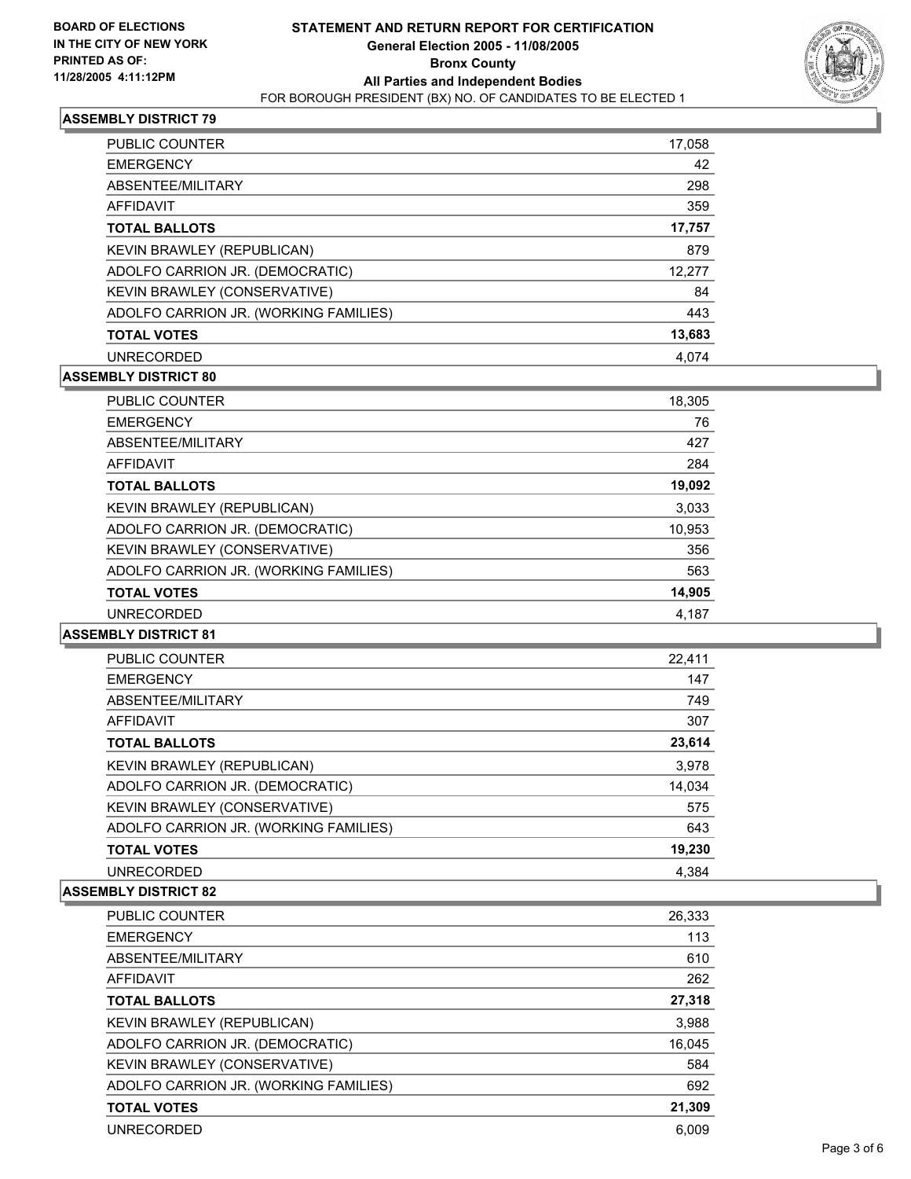**BOARD OF ELECTIONS IN THE CITY OF NEW YORK PRINTED AS OF: 11/28/2005 4:11:12PM**

# STATEMENT AND RETURN REPORT FOR CERTIFICATION
## General Election 2005 - 11/08/2005
## Bronx County
## All Parties and Independent Bodies
FOR BOROUGH PRESIDENT (BX) NO. OF CANDIDATES TO BE ELECTED 1

### ASSEMBLY DISTRICT 79

| | |
|---|---|
| PUBLIC COUNTER | 17,058 |
| EMERGENCY | 42 |
| ABSENTEE/MILITARY | 298 |
| AFFIDAVIT | 359 |
| **TOTAL BALLOTS** | **17,757** |
| KEVIN BRAWLEY (REPUBLICAN) | 879 |
| ADOLFO CARRION JR. (DEMOCRATIC) | 12,277 |
| KEVIN BRAWLEY (CONSERVATIVE) | 84 |
| ADOLFO CARRION JR. (WORKING FAMILIES) | 443 |
| **TOTAL VOTES** | **13,683** |
| UNRECORDED | 4,074 |

### ASSEMBLY DISTRICT 80

| | |
|---|---|
| PUBLIC COUNTER | 18,305 |
| EMERGENCY | 76 |
| ABSENTEE/MILITARY | 427 |
| AFFIDAVIT | 284 |
| **TOTAL BALLOTS** | **19,092** |
| KEVIN BRAWLEY (REPUBLICAN) | 3,033 |
| ADOLFO CARRION JR. (DEMOCRATIC) | 10,953 |
| KEVIN BRAWLEY (CONSERVATIVE) | 356 |
| ADOLFO CARRION JR. (WORKING FAMILIES) | 563 |
| **TOTAL VOTES** | **14,905** |
| UNRECORDED | 4,187 |

### ASSEMBLY DISTRICT 81

| | |
|---|---|
| PUBLIC COUNTER | 22,411 |
| EMERGENCY | 147 |
| ABSENTEE/MILITARY | 749 |
| AFFIDAVIT | 307 |
| **TOTAL BALLOTS** | **23,614** |
| KEVIN BRAWLEY (REPUBLICAN) | 3,978 |
| ADOLFO CARRION JR. (DEMOCRATIC) | 14,034 |
| KEVIN BRAWLEY (CONSERVATIVE) | 575 |
| ADOLFO CARRION JR. (WORKING FAMILIES) | 643 |
| **TOTAL VOTES** | **19,230** |
| UNRECORDED | 4,384 |

### ASSEMBLY DISTRICT 82

| | |
|---|---|
| PUBLIC COUNTER | 26,333 |
| EMERGENCY | 113 |
| ABSENTEE/MILITARY | 610 |
| AFFIDAVIT | 262 |
| **TOTAL BALLOTS** | **27,318** |
| KEVIN BRAWLEY (REPUBLICAN) | 3,988 |
| ADOLFO CARRION JR. (DEMOCRATIC) | 16,045 |
| KEVIN BRAWLEY (CONSERVATIVE) | 584 |
| ADOLFO CARRION JR. (WORKING FAMILIES) | 692 |
| **TOTAL VOTES** | **21,309** |
| UNRECORDED | 6,009 |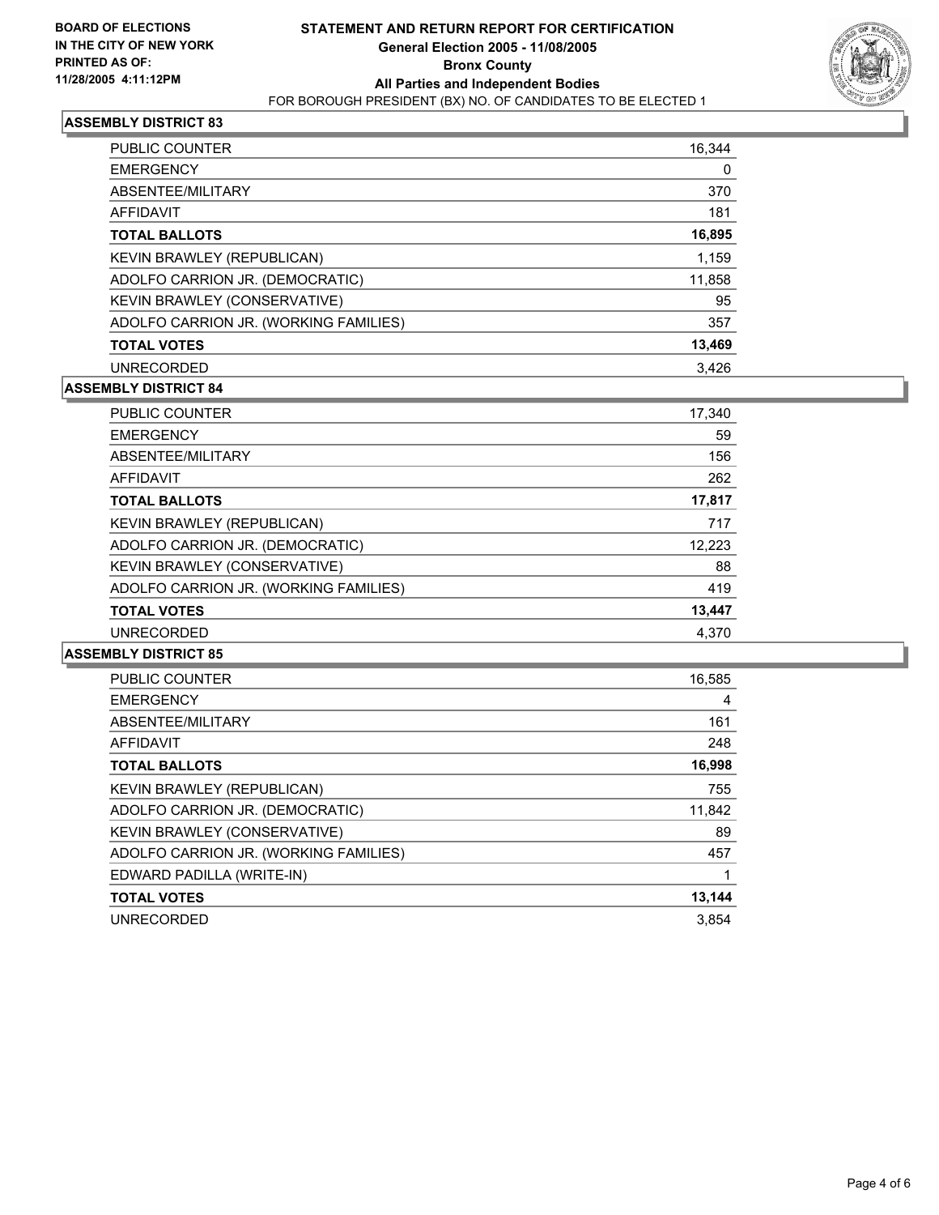**BOARD OF ELECTIONS IN THE CITY OF NEW YORK PRINTED AS OF: 11/28/2005 4:11:12PM**

# STATEMENT AND RETURN REPORT FOR CERTIFICATION
## General Election 2005 - 11/08/2005
## Bronx County
## All Parties and Independent Bodies
FOR BOROUGH PRESIDENT (BX) NO. OF CANDIDATES TO BE ELECTED 1

### ASSEMBLY DISTRICT 83

| | |
|---|---|
| PUBLIC COUNTER | 16,344 |
| EMERGENCY | 0 |
| ABSENTEE/MILITARY | 370 |
| AFFIDAVIT | 181 |
| **TOTAL BALLOTS** | **16,895** |
| KEVIN BRAWLEY (REPUBLICAN) | 1,159 |
| ADOLFO CARRION JR. (DEMOCRATIC) | 11,858 |
| KEVIN BRAWLEY (CONSERVATIVE) | 95 |
| ADOLFO CARRION JR. (WORKING FAMILIES) | 357 |
| **TOTAL VOTES** | **13,469** |
| UNRECORDED | 3,426 |

### ASSEMBLY DISTRICT 84

| | |
|---|---|
| PUBLIC COUNTER | 17,340 |
| EMERGENCY | 59 |
| ABSENTEE/MILITARY | 156 |
| AFFIDAVIT | 262 |
| **TOTAL BALLOTS** | **17,817** |
| KEVIN BRAWLEY (REPUBLICAN) | 717 |
| ADOLFO CARRION JR. (DEMOCRATIC) | 12,223 |
| KEVIN BRAWLEY (CONSERVATIVE) | 88 |
| ADOLFO CARRION JR. (WORKING FAMILIES) | 419 |
| **TOTAL VOTES** | **13,447** |
| UNRECORDED | 4,370 |

### ASSEMBLY DISTRICT 85

| | |
|---|---|
| PUBLIC COUNTER | 16,585 |
| EMERGENCY | 4 |
| ABSENTEE/MILITARY | 161 |
| AFFIDAVIT | 248 |
| **TOTAL BALLOTS** | **16,998** |
| KEVIN BRAWLEY (REPUBLICAN) | 755 |
| ADOLFO CARRION JR. (DEMOCRATIC) | 11,842 |
| KEVIN BRAWLEY (CONSERVATIVE) | 89 |
| ADOLFO CARRION JR. (WORKING FAMILIES) | 457 |
| EDWARD PADILLA (WRITE-IN) | 1 |
| **TOTAL VOTES** | **13,144** |
| UNRECORDED | 3,854 |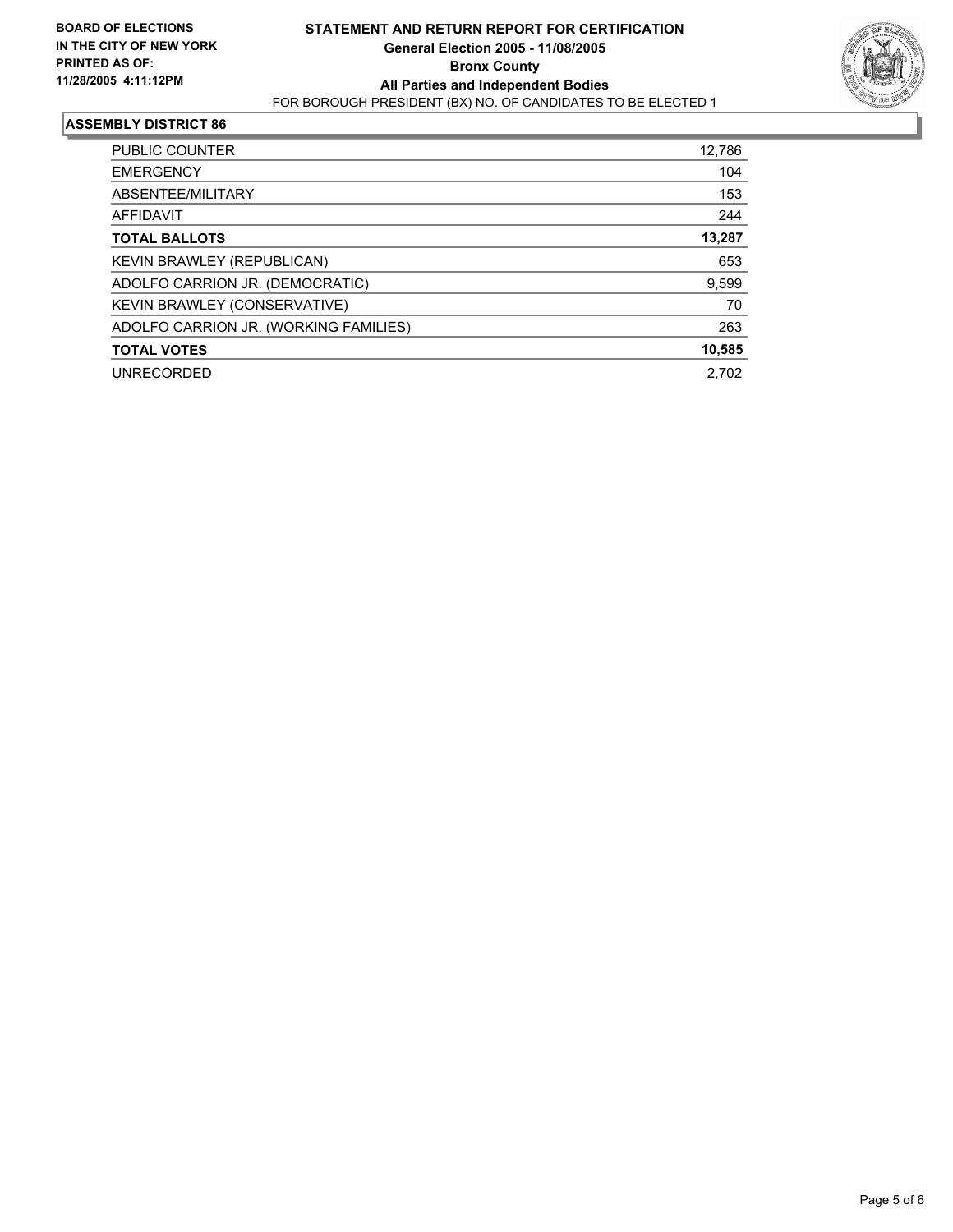**BOARD OF ELECTIONS IN THE CITY OF NEW YORK PRINTED AS OF: 11/28/2005 4:11:12PM**

# STATEMENT AND RETURN REPORT FOR CERTIFICATION

**General Election 2005 - 11/08/2005**

**Bronx County**

**All Parties and Independent Bodies**

FOR BOROUGH PRESIDENT (BX) NO. OF CANDIDATES TO BE ELECTED 1

## ASSEMBLY DISTRICT 86

| | |
|---|---|
| PUBLIC COUNTER | 12,786 |
| EMERGENCY | 104 |
| ABSENTEE/MILITARY | 153 |
| AFFIDAVIT | 244 |
| **TOTAL BALLOTS** | **13,287** |
| KEVIN BRAWLEY (REPUBLICAN) | 653 |
| ADOLFO CARRION JR. (DEMOCRATIC) | 9,599 |
| KEVIN BRAWLEY (CONSERVATIVE) | 70 |
| ADOLFO CARRION JR. (WORKING FAMILIES) | 263 |
| **TOTAL VOTES** | **10,585** |
| UNRECORDED | 2,702 |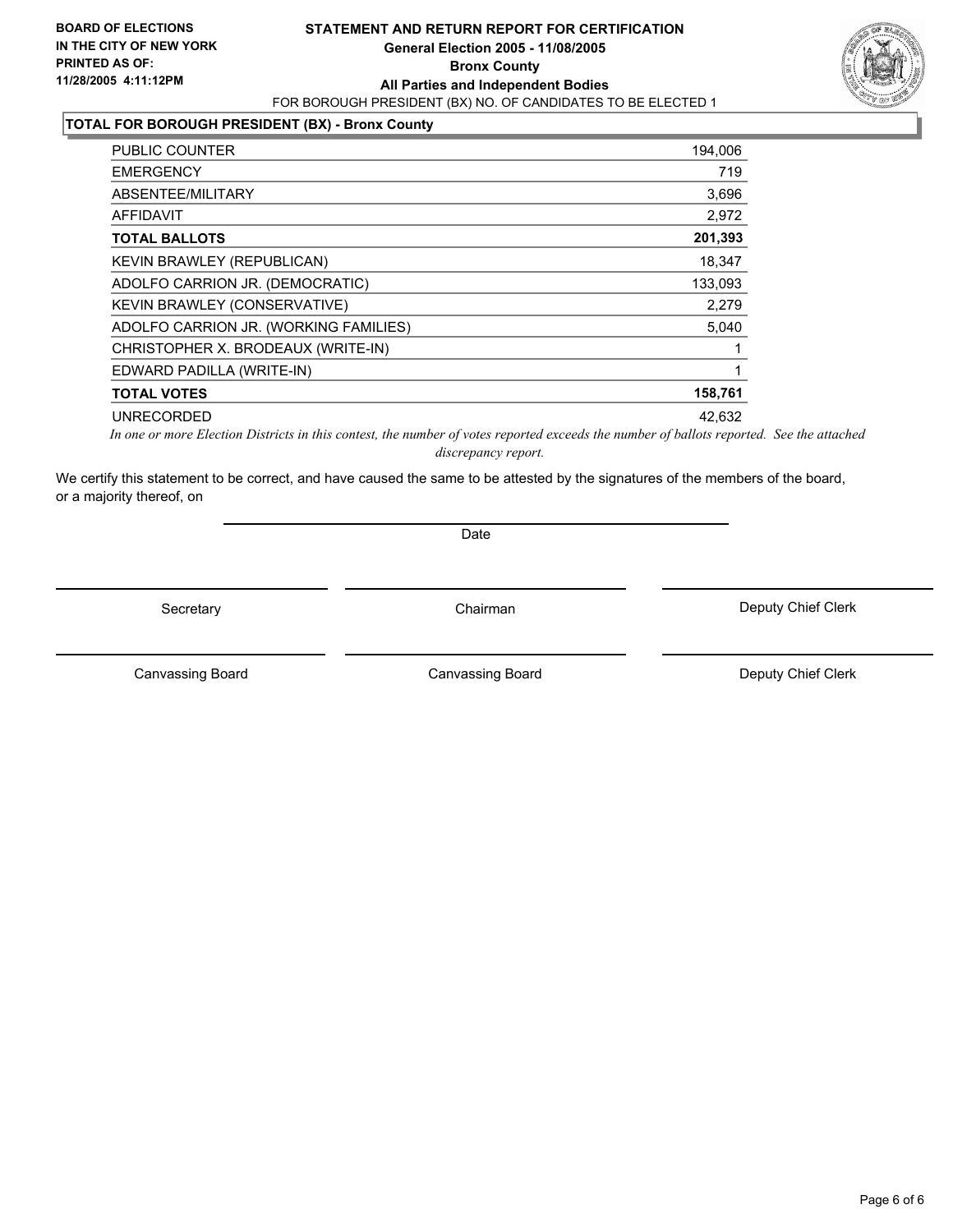**BOARD OF ELECTIONS IN THE CITY OF NEW YORK PRINTED AS OF: 11/28/2005 4:11:12PM**

# STATEMENT AND RETURN REPORT FOR CERTIFICATION

**General Election 2005 - 11/08/2005**

**Bronx County**

**All Parties and Independent Bodies**

FOR BOROUGH PRESIDENT (BX) NO. OF CANDIDATES TO BE ELECTED 1

## TOTAL FOR BOROUGH PRESIDENT (BX) - Bronx County

| | |
|---|---|
| PUBLIC COUNTER | 194,006 |
| EMERGENCY | 719 |
| ABSENTEE/MILITARY | 3,696 |
| AFFIDAVIT | 2,972 |
| **TOTAL BALLOTS** | **201,393** |
| KEVIN BRAWLEY (REPUBLICAN) | 18,347 |
| ADOLFO CARRION JR. (DEMOCRATIC) | 133,093 |
| KEVIN BRAWLEY (CONSERVATIVE) | 2,279 |
| ADOLFO CARRION JR. (WORKING FAMILIES) | 5,040 |
| CHRISTOPHER X. BRODEAUX (WRITE-IN) | 1 |
| EDWARD PADILLA (WRITE-IN) | 1 |
| **TOTAL VOTES** | **158,761** |
| UNRECORDED | 42,632 |

*In one or more Election Districts in this contest, the number of votes reported exceeds the number of ballots reported. See the attached discrepancy report.*

We certify this statement to be correct, and have caused the same to be attested by the signatures of the members of the board, or a majority thereof, on

Date

Secretary

Chairman

Deputy Chief Clerk

Canvassing Board

Canvassing Board

Deputy Chief Clerk